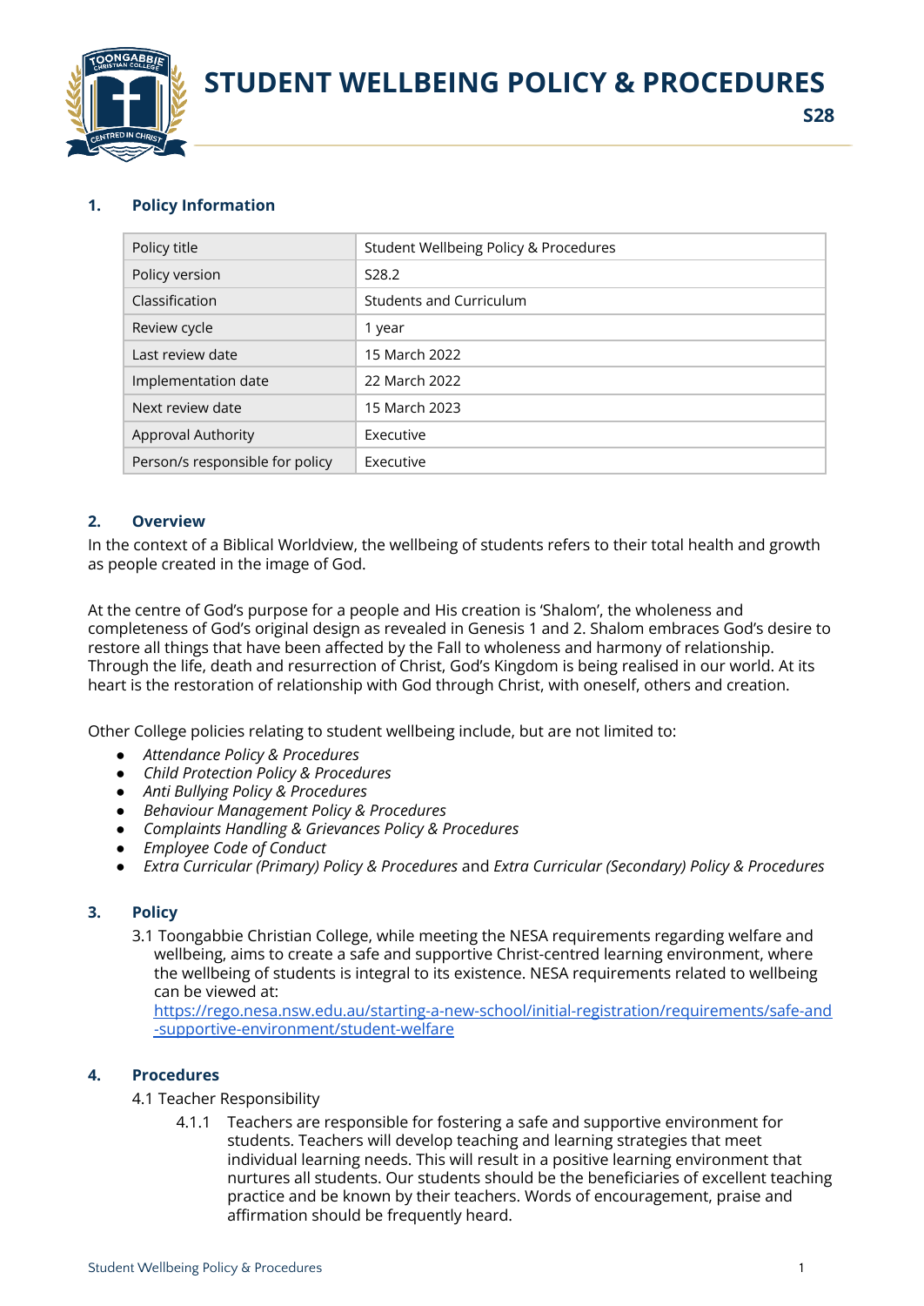# STUDENT WELLBEING POLICY & PROCEDURES

**S28**

## 1. Policy Information

| | |
|---|---|
| Policy title | Student Wellbeing Policy & Procedures |
| Policy version | S28.2 |
| Classification | Students and Curriculum |
| Review cycle | 1 year |
| Last review date | 15 March 2022 |
| Implementation date | 22 March 2022 |
| Next review date | 15 March 2023 |
| Approval Authority | Executive |
| Person/s responsible for policy | Executive |

## 2. Overview

In the context of a Biblical Worldview, the wellbeing of students refers to their total health and growth as people created in the image of God.

At the centre of God's purpose for a people and His creation is 'Shalom', the wholeness and completeness of God's original design as revealed in Genesis 1 and 2. Shalom embraces God's desire to restore all things that have been affected by the Fall to wholeness and harmony of relationship. Through the life, death and resurrection of Christ, God's Kingdom is being realised in our world. At its heart is the restoration of relationship with God through Christ, with oneself, others and creation.

Other College policies relating to student wellbeing include, but are not limited to:

- *Attendance Policy & Procedures*
- *Child Protection Policy & Procedures*
- *Anti Bullying Policy & Procedures*
- *Behaviour Management Policy & Procedures*
- *Complaints Handling & Grievances Policy & Procedures*
- *Employee Code of Conduct*
- *Extra Curricular (Primary) Policy & Procedures* and *Extra Curricular (Secondary) Policy & Procedures*

## 3. Policy

3.1 Toongabbie Christian College, while meeting the NESA requirements regarding welfare and wellbeing, aims to create a safe and supportive Christ-centred learning environment, where the wellbeing of students is integral to its existence. NESA requirements related to wellbeing can be viewed at: https://rego.nesa.nsw.edu.au/starting-a-new-school/initial-registration/requirements/safe-and-supportive-environment/student-welfare

## 4. Procedures

4.1 Teacher Responsibility

4.1.1 Teachers are responsible for fostering a safe and supportive environment for students. Teachers will develop teaching and learning strategies that meet individual learning needs. This will result in a positive learning environment that nurtures all students. Our students should be the beneficiaries of excellent teaching practice and be known by their teachers. Words of encouragement, praise and affirmation should be frequently heard.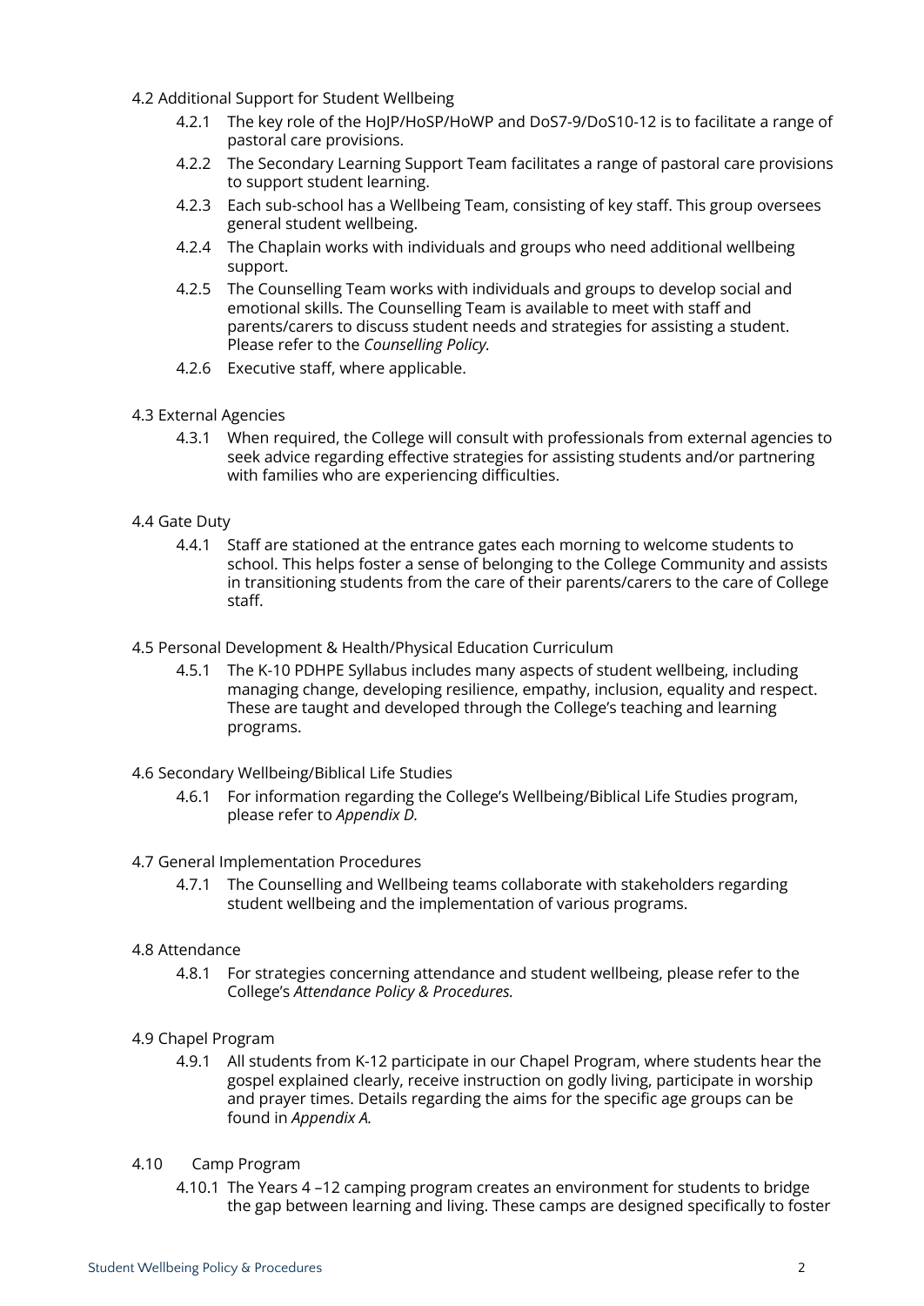### 4.2 Additional Support for Student Wellbeing

4.2.1 The key role of the HoJP/HoSP/HoWP and DoS7-9/DoS10-12 is to facilitate a range of pastoral care provisions.

4.2.2 The Secondary Learning Support Team facilitates a range of pastoral care provisions to support student learning.

4.2.3 Each sub-school has a Wellbeing Team, consisting of key staff. This group oversees general student wellbeing.

4.2.4 The Chaplain works with individuals and groups who need additional wellbeing support.

4.2.5 The Counselling Team works with individuals and groups to develop social and emotional skills. The Counselling Team is available to meet with staff and parents/carers to discuss student needs and strategies for assisting a student. Please refer to the *Counselling Policy.*

4.2.6 Executive staff, where applicable.

### 4.3 External Agencies

4.3.1 When required, the College will consult with professionals from external agencies to seek advice regarding effective strategies for assisting students and/or partnering with families who are experiencing difficulties.

### 4.4 Gate Duty

4.4.1 Staff are stationed at the entrance gates each morning to welcome students to school. This helps foster a sense of belonging to the College Community and assists in transitioning students from the care of their parents/carers to the care of College staff.

### 4.5 Personal Development & Health/Physical Education Curriculum

4.5.1 The K-10 PDHPE Syllabus includes many aspects of student wellbeing, including managing change, developing resilience, empathy, inclusion, equality and respect. These are taught and developed through the College's teaching and learning programs.

### 4.6 Secondary Wellbeing/Biblical Life Studies

4.6.1 For information regarding the College's Wellbeing/Biblical Life Studies program, please refer to *Appendix D.*

### 4.7 General Implementation Procedures

4.7.1 The Counselling and Wellbeing teams collaborate with stakeholders regarding student wellbeing and the implementation of various programs.

### 4.8 Attendance

4.8.1 For strategies concerning attendance and student wellbeing, please refer to the College's *Attendance Policy & Procedures.*

### 4.9 Chapel Program

4.9.1 All students from K-12 participate in our Chapel Program, where students hear the gospel explained clearly, receive instruction on godly living, participate in worship and prayer times. Details regarding the aims for the specific age groups can be found in *Appendix A.*

### 4.10 Camp Program

4.10.1 The Years 4 –12 camping program creates an environment for students to bridge the gap between learning and living. These camps are designed specifically to foster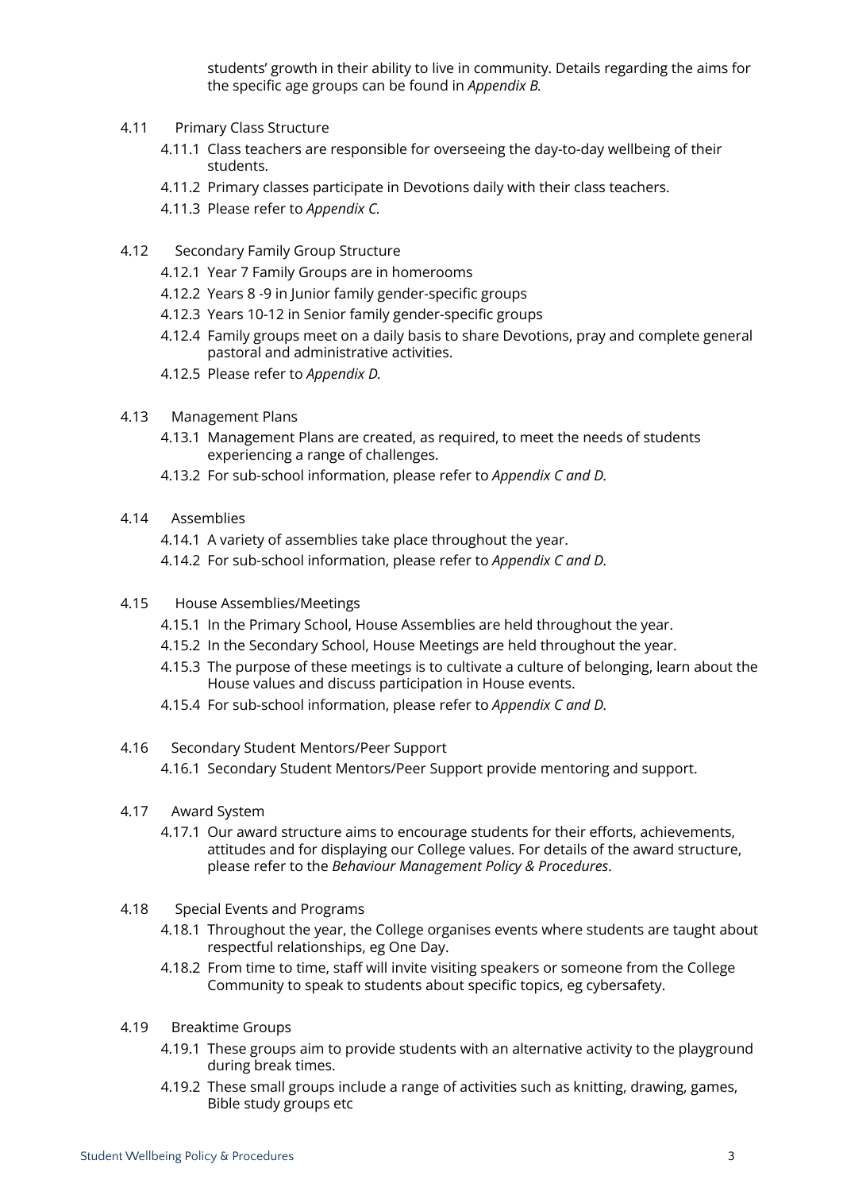students' growth in their ability to live in community. Details regarding the aims for the specific age groups can be found in *Appendix B.*

4.11 Primary Class Structure

4.11.1 Class teachers are responsible for overseeing the day-to-day wellbeing of their students.

4.11.2 Primary classes participate in Devotions daily with their class teachers.

4.11.3 Please refer to *Appendix C.*

4.12 Secondary Family Group Structure

4.12.1 Year 7 Family Groups are in homerooms

4.12.2 Years 8 -9 in Junior family gender-specific groups

4.12.3 Years 10-12 in Senior family gender-specific groups

4.12.4 Family groups meet on a daily basis to share Devotions, pray and complete general pastoral and administrative activities.

4.12.5 Please refer to *Appendix D.*

4.13 Management Plans

4.13.1 Management Plans are created, as required, to meet the needs of students experiencing a range of challenges.

4.13.2 For sub-school information, please refer to *Appendix C and D.*

4.14 Assemblies

4.14.1 A variety of assemblies take place throughout the year.

4.14.2 For sub-school information, please refer to *Appendix C and D.*

4.15 House Assemblies/Meetings

4.15.1 In the Primary School, House Assemblies are held throughout the year.

4.15.2 In the Secondary School, House Meetings are held throughout the year.

4.15.3 The purpose of these meetings is to cultivate a culture of belonging, learn about the House values and discuss participation in House events.

4.15.4 For sub-school information, please refer to *Appendix C and D.*

4.16 Secondary Student Mentors/Peer Support

4.16.1 Secondary Student Mentors/Peer Support provide mentoring and support.

4.17 Award System

4.17.1 Our award structure aims to encourage students for their efforts, achievements, attitudes and for displaying our College values. For details of the award structure, please refer to the *Behaviour Management Policy & Procedures*.

4.18 Special Events and Programs

4.18.1 Throughout the year, the College organises events where students are taught about respectful relationships, eg One Day.

4.18.2 From time to time, staff will invite visiting speakers or someone from the College Community to speak to students about specific topics, eg cybersafety.

4.19 Breaktime Groups

4.19.1 These groups aim to provide students with an alternative activity to the playground during break times.

4.19.2 These small groups include a range of activities such as knitting, drawing, games, Bible study groups etc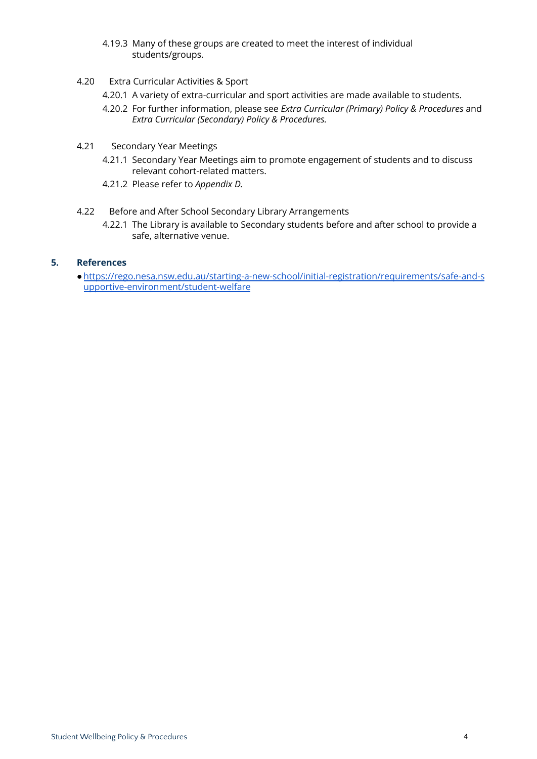4.19.3 Many of these groups are created to meet the interest of individual students/groups.

4.20 Extra Curricular Activities & Sport

4.20.1 A variety of extra-curricular and sport activities are made available to students.

4.20.2 For further information, please see *Extra Curricular (Primary) Policy & Procedures* and *Extra Curricular (Secondary) Policy & Procedures.*

4.21 Secondary Year Meetings

4.21.1 Secondary Year Meetings aim to promote engagement of students and to discuss relevant cohort-related matters.

4.21.2 Please refer to *Appendix D.*

4.22 Before and After School Secondary Library Arrangements

4.22.1 The Library is available to Secondary students before and after school to provide a safe, alternative venue.

## 5. References

- https://rego.nesa.nsw.edu.au/starting-a-new-school/initial-registration/requirements/safe-and-supportive-environment/student-welfare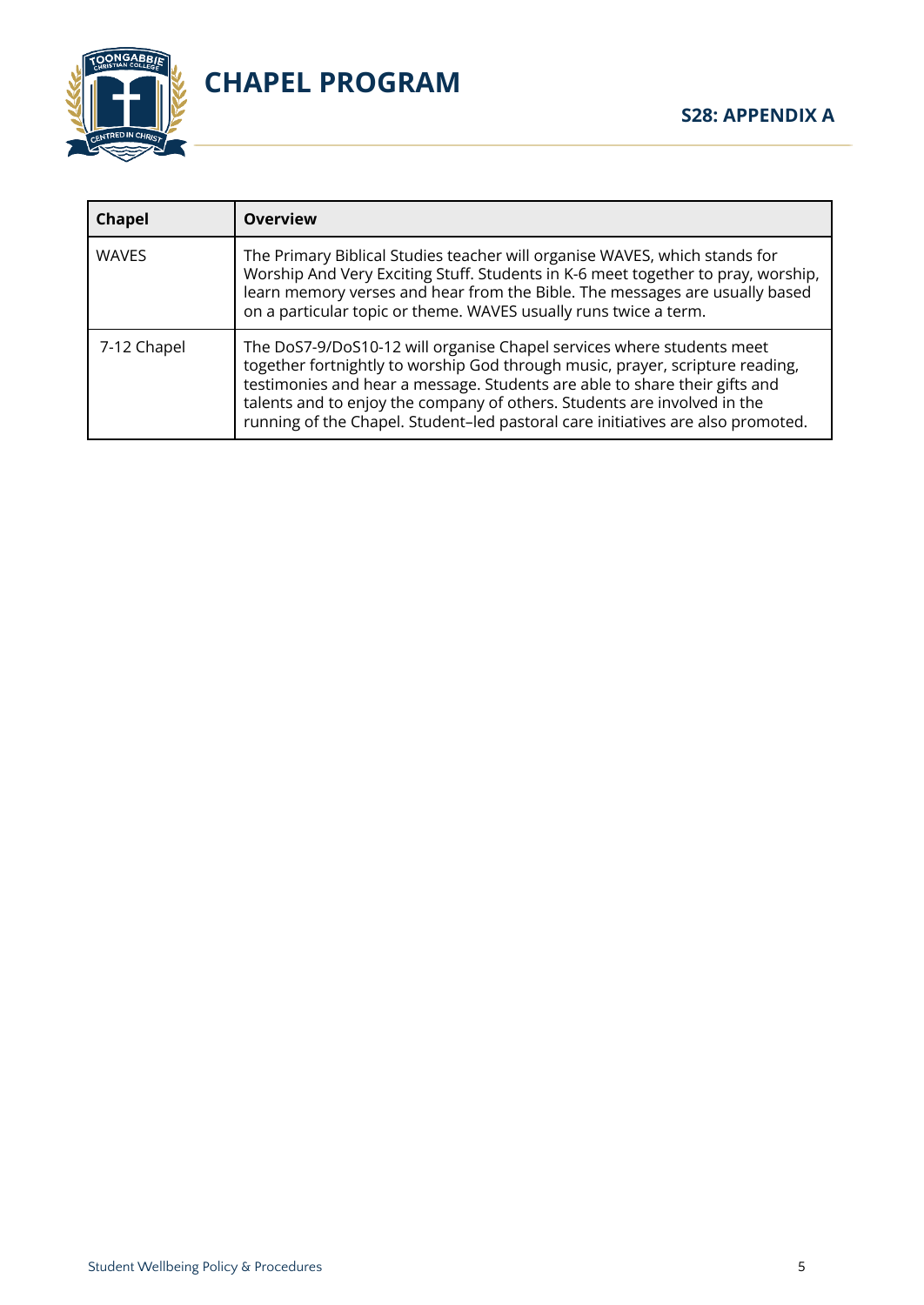# CHAPEL PROGRAM

**S28: APPENDIX A**

| Chapel | Overview |
|---|---|
| WAVES | The Primary Biblical Studies teacher will organise WAVES, which stands for Worship And Very Exciting Stuff. Students in K-6 meet together to pray, worship, learn memory verses and hear from the Bible. The messages are usually based on a particular topic or theme. WAVES usually runs twice a term. |
| 7-12 Chapel | The DoS7-9/DoS10-12 will organise Chapel services where students meet together fortnightly to worship God through music, prayer, scripture reading, testimonies and hear a message. Students are able to share their gifts and talents and to enjoy the company of others. Students are involved in the running of the Chapel. Student–led pastoral care initiatives are also promoted. |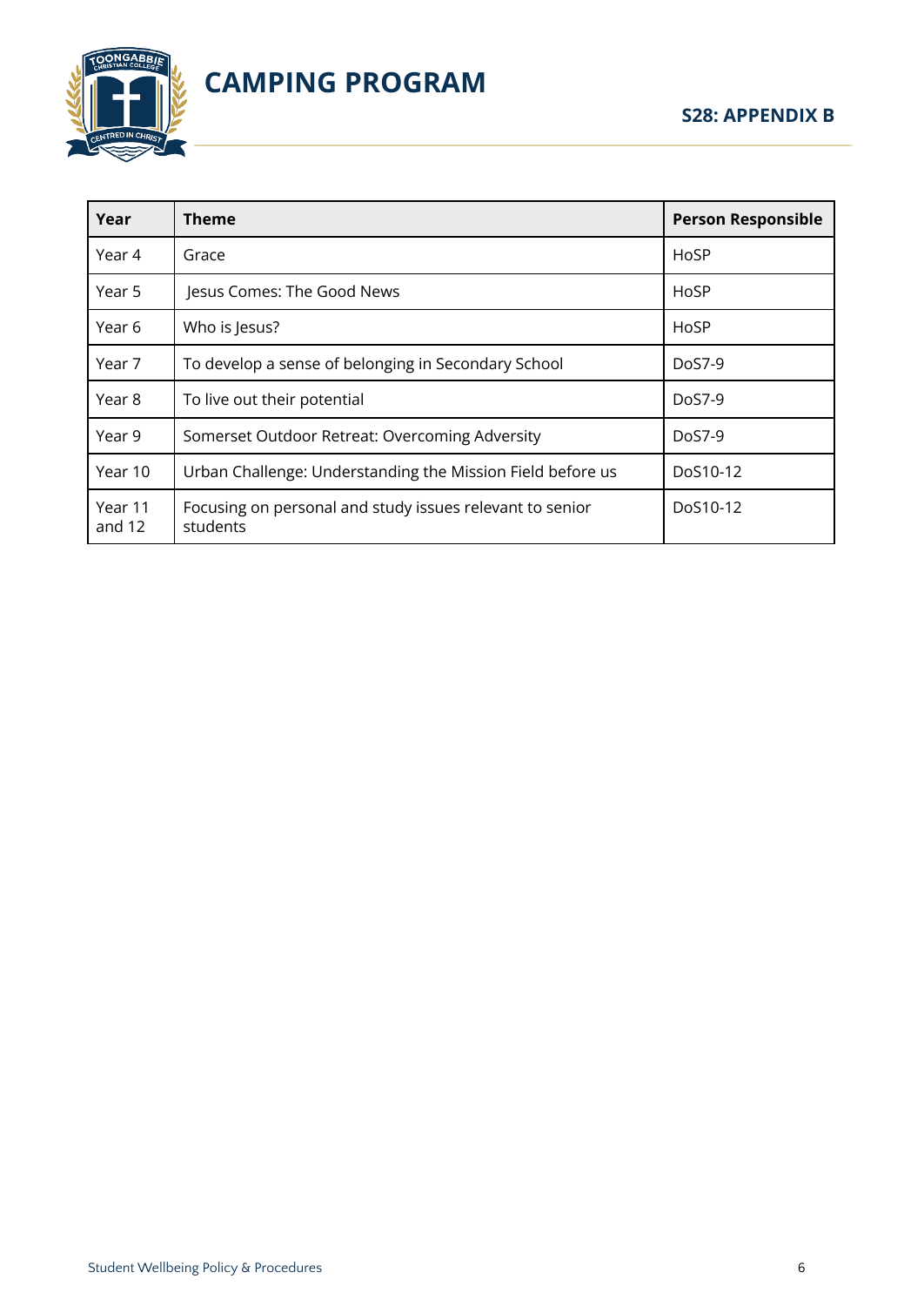# CAMPING PROGRAM

**S28: APPENDIX B**

| Year | Theme | Person Responsible |
|---|---|---|
| Year 4 | Grace | HoSP |
| Year 5 | Jesus Comes: The Good News | HoSP |
| Year 6 | Who is Jesus? | HoSP |
| Year 7 | To develop a sense of belonging in Secondary School | DoS7-9 |
| Year 8 | To live out their potential | DoS7-9 |
| Year 9 | Somerset Outdoor Retreat: Overcoming Adversity | DoS7-9 |
| Year 10 | Urban Challenge: Understanding the Mission Field before us | DoS10-12 |
| Year 11 and 12 | Focusing on personal and study issues relevant to senior students | DoS10-12 |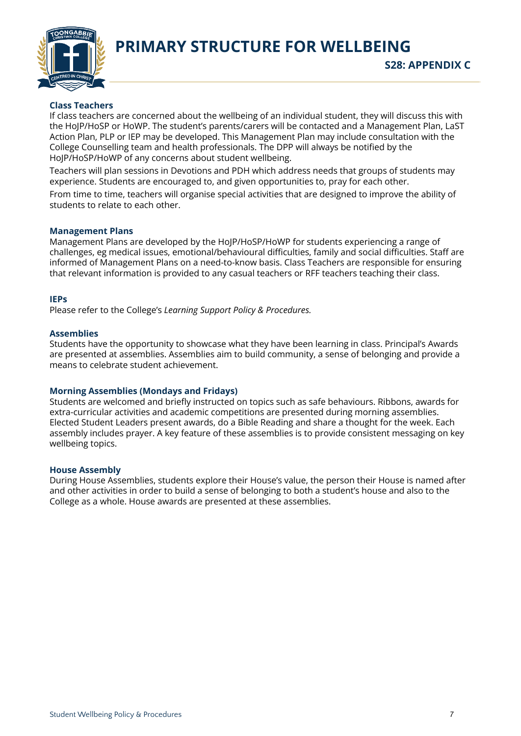# PRIMARY STRUCTURE FOR WELLBEING

## S28: APPENDIX C

### Class Teachers

If class teachers are concerned about the wellbeing of an individual student, they will discuss this with the HoJP/HoSP or HoWP. The student's parents/carers will be contacted and a Management Plan, LaST Action Plan, PLP or IEP may be developed. This Management Plan may include consultation with the College Counselling team and health professionals. The DPP will always be notified by the HoJP/HoSP/HoWP of any concerns about student wellbeing.

Teachers will plan sessions in Devotions and PDH which address needs that groups of students may experience. Students are encouraged to, and given opportunities to, pray for each other.

From time to time, teachers will organise special activities that are designed to improve the ability of students to relate to each other.

### Management Plans

Management Plans are developed by the HoJP/HoSP/HoWP for students experiencing a range of challenges, eg medical issues, emotional/behavioural difficulties, family and social difficulties. Staff are informed of Management Plans on a need-to-know basis. Class Teachers are responsible for ensuring that relevant information is provided to any casual teachers or RFF teachers teaching their class.

### IEPs

Please refer to the College's *Learning Support Policy & Procedures.*

### Assemblies

Students have the opportunity to showcase what they have been learning in class. Principal's Awards are presented at assemblies. Assemblies aim to build community, a sense of belonging and provide a means to celebrate student achievement.

### Morning Assemblies (Mondays and Fridays)

Students are welcomed and briefly instructed on topics such as safe behaviours. Ribbons, awards for extra-curricular activities and academic competitions are presented during morning assemblies. Elected Student Leaders present awards, do a Bible Reading and share a thought for the week. Each assembly includes prayer. A key feature of these assemblies is to provide consistent messaging on key wellbeing topics.

### House Assembly

During House Assemblies, students explore their House's value, the person their House is named after and other activities in order to build a sense of belonging to both a student's house and also to the College as a whole. House awards are presented at these assemblies.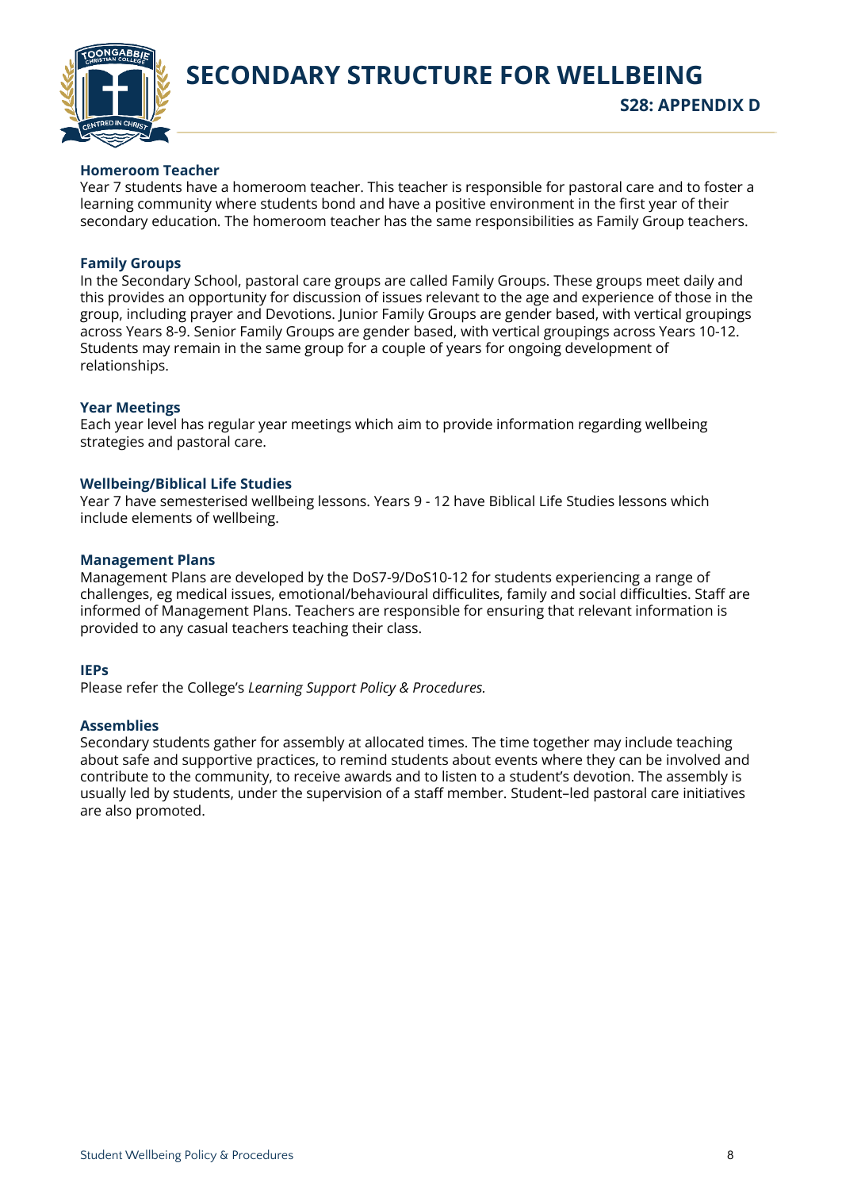# SECONDARY STRUCTURE FOR WELLBEING

## S28: APPENDIX D

### Homeroom Teacher

Year 7 students have a homeroom teacher. This teacher is responsible for pastoral care and to foster a learning community where students bond and have a positive environment in the first year of their secondary education. The homeroom teacher has the same responsibilities as Family Group teachers.

### Family Groups

In the Secondary School, pastoral care groups are called Family Groups. These groups meet daily and this provides an opportunity for discussion of issues relevant to the age and experience of those in the group, including prayer and Devotions. Junior Family Groups are gender based, with vertical groupings across Years 8-9. Senior Family Groups are gender based, with vertical groupings across Years 10-12. Students may remain in the same group for a couple of years for ongoing development of relationships.

### Year Meetings

Each year level has regular year meetings which aim to provide information regarding wellbeing strategies and pastoral care.

### Wellbeing/Biblical Life Studies

Year 7 have semesterised wellbeing lessons. Years 9 - 12 have Biblical Life Studies lessons which include elements of wellbeing.

### Management Plans

Management Plans are developed by the DoS7-9/DoS10-12 for students experiencing a range of challenges, eg medical issues, emotional/behavioural difficulites, family and social difficulties. Staff are informed of Management Plans. Teachers are responsible for ensuring that relevant information is provided to any casual teachers teaching their class.

### IEPs

Please refer the College's *Learning Support Policy & Procedures.*

### Assemblies

Secondary students gather for assembly at allocated times. The time together may include teaching about safe and supportive practices, to remind students about events where they can be involved and contribute to the community, to receive awards and to listen to a student's devotion. The assembly is usually led by students, under the supervision of a staff member. Student–led pastoral care initiatives are also promoted.